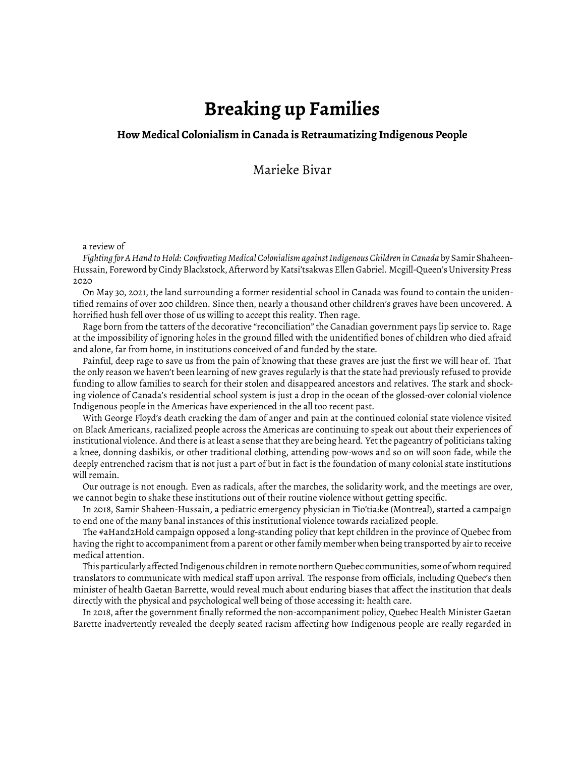# Breaking up Families

### How Medical Colonialism in Canada is Retraumatizing Indigenous People

Marieke Bivar

a review of

*Fighting for A Hand to Hold: Confronting Medical Colonialism against Indigenous Children in Canada* by Samir Shaheen-Hussain, Foreword by Cindy Blackstock, Afterword by Katsi'tsakwas Ellen Gabriel. Mcgill-Queen's University Press 2020

On May 30, 2021, the land surrounding a former residential school in Canada was found to contain the unidentified remains of over 200 children. Since then, nearly a thousand other children's graves have been uncovered. A horrified hush fell over those of us willing to accept this reality. Then rage.

Rage born from the tatters of the decorative "reconciliation" the Canadian government pays lip service to. Rage at the impossibility of ignoring holes in the ground filled with the unidentified bones of children who died afraid and alone, far from home, in institutions conceived of and funded by the state.

Painful, deep rage to save us from the pain of knowing that these graves are just the first we will hear of. That the only reason we haven't been learning of new graves regularly is that the state had previously refused to provide funding to allow families to search for their stolen and disappeared ancestors and relatives. The stark and shocking violence of Canada's residential school system is just a drop in the ocean of the glossed-over colonial violence Indigenous people in the Americas have experienced in the all too recent past.

With George Floyd's death cracking the dam of anger and pain at the continued colonial state violence visited on Black Americans, racialized people across the Americas are continuing to speak out about their experiences of institutional violence. And there is at least a sense that they are being heard. Yet the pageantry of politicians taking a knee, donning dashikis, or other traditional clothing, attending pow-wows and so on will soon fade, while the deeply entrenched racism that is not just a part of but in fact is the foundation of many colonial state institutions will remain.

Our outrage is not enough. Even as radicals, after the marches, the solidarity work, and the meetings are over, we cannot begin to shake these institutions out of their routine violence without getting specific.

In 2018, Samir Shaheen-Hussain, a pediatric emergency physician in Tio'tia:ke (Montreal), started a campaign to end one of the many banal instances of this institutional violence towards racialized people.

The #aHand2Hold campaign opposed a long-standing policy that kept children in the province of Quebec from having the right to accompaniment from a parent or other family member when being transported by air to receive medical attention.

This particularly affected Indigenous children in remote northern Quebec communities, some of whom required translators to communicate with medical staff upon arrival. The response from officials, including Quebec's then minister of health Gaetan Barrette, would reveal much about enduring biases that affect the institution that deals directly with the physical and psychological well being of those accessing it: health care.

In 2018, after the government finally reformed the non-accompaniment policy, Quebec Health Minister Gaetan Barette inadvertently revealed the deeply seated racism affecting how Indigenous people are really regarded in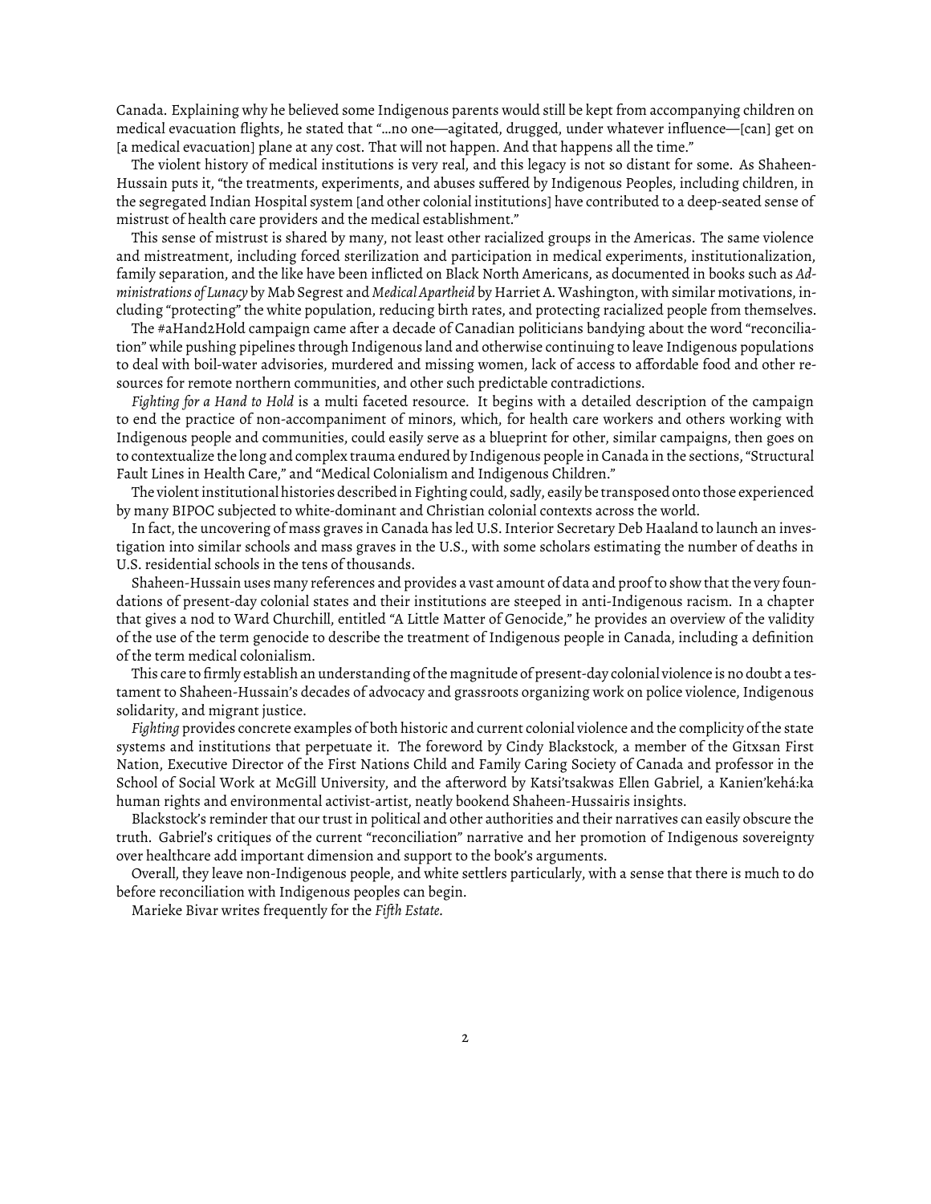Canada. Explaining why he believed some Indigenous parents would still be kept from accompanying children on medical evacuation flights, he stated that "…no one—agitated, drugged, under whatever influence—[can] get on [a medical evacuation] plane at any cost. That will not happen. And that happens all the time."

The violent history of medical institutions is very real, and this legacy is not so distant for some. As Shaheen-Hussain puts it, "the treatments, experiments, and abuses suffered by Indigenous Peoples, including children, in the segregated Indian Hospital system [and other colonial institutions] have contributed to a deep-seated sense of mistrust of health care providers and the medical establishment."

This sense of mistrust is shared by many, not least other racialized groups in the Americas. The same violence and mistreatment, including forced sterilization and participation in medical experiments, institutionalization, family separation, and the like have been inflicted on Black North Americans, as documented in books such as *Administrations of Lunacy* by Mab Segrest and *Medical Apartheid* by Harriet A. Washington, with similar motivations, including "protecting" the white population, reducing birth rates, and protecting racialized people from themselves.

The #aHand2Hold campaign came after a decade of Canadian politicians bandying about the word "reconciliation" while pushing pipelines through Indigenous land and otherwise continuing to leave Indigenous populations to deal with boil-water advisories, murdered and missing women, lack of access to affordable food and other resources for remote northern communities, and other such predictable contradictions.

*Fighting for a Hand to Hold* is a multi faceted resource. It begins with a detailed description of the campaign to end the practice of non-accompaniment of minors, which, for health care workers and others working with Indigenous people and communities, could easily serve as a blueprint for other, similar campaigns, then goes on to contextualize the long and complex trauma endured by Indigenous people in Canada in the sections, "Structural Fault Lines in Health Care," and "Medical Colonialism and Indigenous Children."

The violent institutional histories described in Fighting could, sadly, easily be transposed onto those experienced by many BIPOC subjected to white-dominant and Christian colonial contexts across the world.

In fact, the uncovering of mass graves in Canada has led U.S. Interior Secretary Deb Haaland to launch an investigation into similar schools and mass graves in the U.S., with some scholars estimating the number of deaths in U.S. residential schools in the tens of thousands.

Shaheen-Hussain uses many references and provides a vast amount of data and proof to show that the very foundations of present-day colonial states and their institutions are steeped in anti-Indigenous racism. In a chapter that gives a nod to Ward Churchill, entitled "A Little Matter of Genocide," he provides an overview of the validity of the use of the term genocide to describe the treatment of Indigenous people in Canada, including a definition of the term medical colonialism.

This care to firmly establish an understanding of the magnitude of present-day colonial violence is no doubt a testament to Shaheen-Hussain's decades of advocacy and grassroots organizing work on police violence, Indigenous solidarity, and migrant justice.

*Fighting* provides concrete examples of both historic and current colonial violence and the complicity of the state systems and institutions that perpetuate it. The foreword by Cindy Blackstock, a member of the Gitxsan First Nation, Executive Director of the First Nations Child and Family Caring Society of Canada and professor in the School of Social Work at McGill University, and the afterword by Katsi'tsakwas Ellen Gabriel, a Kanien'kehá:ka human rights and environmental activist-artist, neatly bookend Shaheen-Hussairis insights.

Blackstock's reminder that our trust in political and other authorities and their narratives can easily obscure the truth. Gabriel's critiques of the current "reconciliation" narrative and her promotion of Indigenous sovereignty over healthcare add important dimension and support to the book's arguments.

Overall, they leave non-Indigenous people, and white settlers particularly, with a sense that there is much to do before reconciliation with Indigenous peoples can begin.

Marieke Bivar writes frequently for the *Fifth Estate.*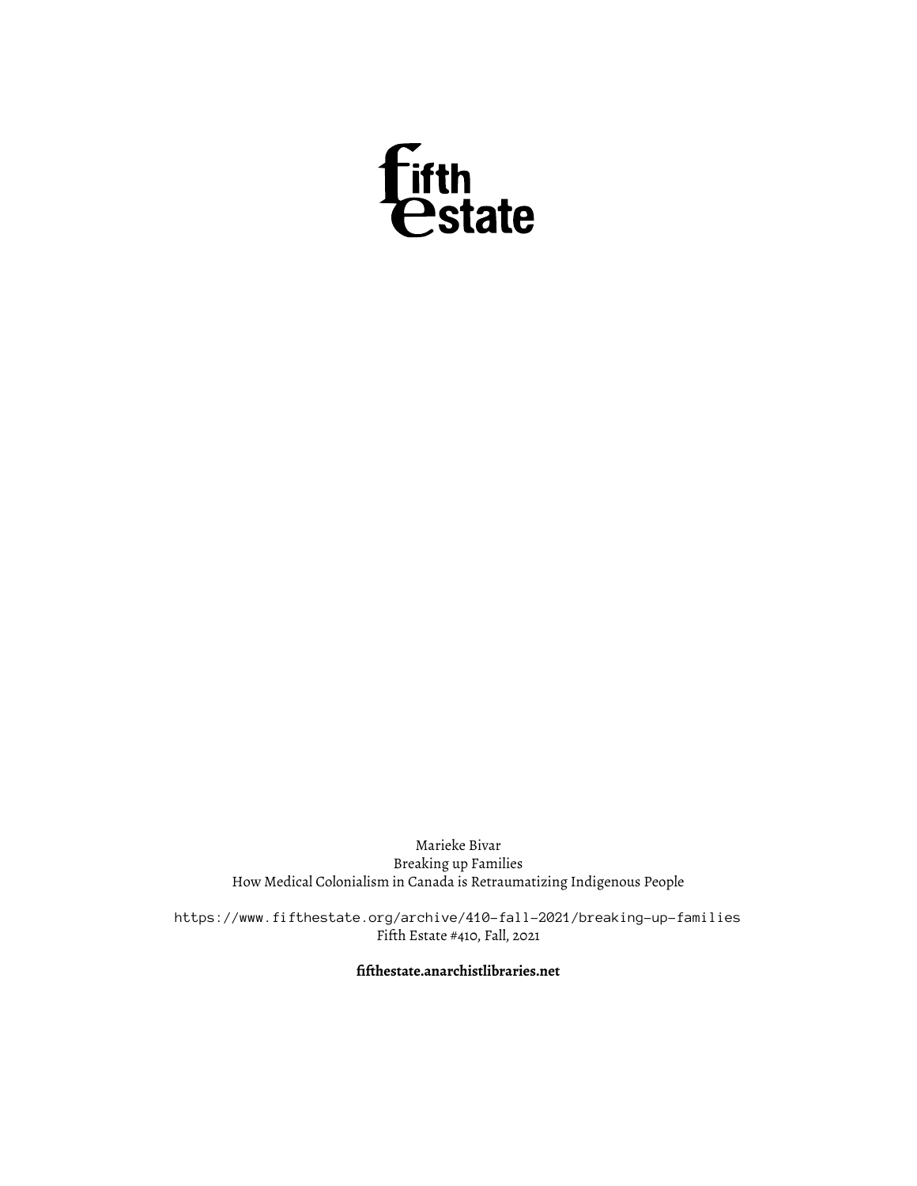Fifth Estate

Marieke Bivar
Breaking up Families
How Medical Colonialism in Canada is Retraumatizing Indigenous People

https://www.fifthestate.org/archive/410-fall-2021/breaking-up-families
Fifth Estate #410, Fall, 2021

**fifthestate.anarchistlibraries.net**